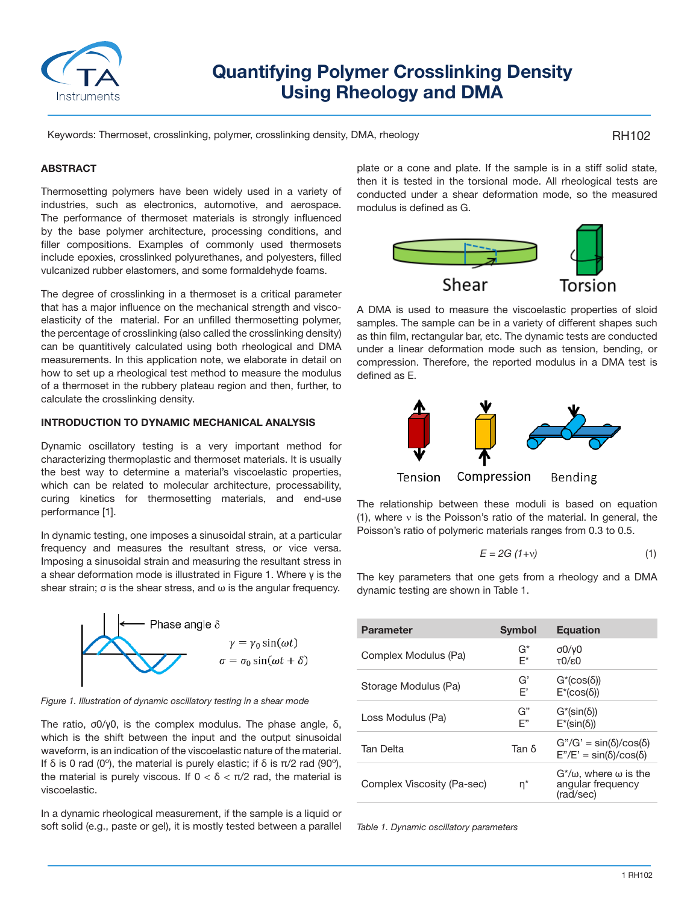# Quantifying Polymer Crosslinking Density Using Rheology and DMA

Keywords: Thermoset, crosslinking, polymer, crosslinking density, DMA, rheology

RH102

## ABSTRACT

Thermosetting polymers have been widely used in a variety of industries, such as electronics, automotive, and aerospace. The performance of thermoset materials is strongly influenced by the base polymer architecture, processing conditions, and filler compositions. Examples of commonly used thermosets include epoxies, crosslinked polyurethanes, and polyesters, filled vulcanized rubber elastomers, and some formaldehyde foams.

The degree of crosslinking in a thermoset is a critical parameter that has a major influence on the mechanical strength and viscoelasticity of the material. For an unfilled thermosetting polymer, the percentage of crosslinking (also called the crosslinking density) can be quantitively calculated using both rheological and DMA measurements. In this application note, we elaborate in detail on how to set up a rheological test method to measure the modulus of a thermoset in the rubbery plateau region and then, further, to calculate the crosslinking density.

## INTRODUCTION TO DYNAMIC MECHANICAL ANALYSIS

Dynamic oscillatory testing is a very important method for characterizing thermoplastic and thermoset materials. It is usually the best way to determine a material's viscoelastic properties, which can be related to molecular architecture, processability, curing kinetics for thermosetting materials, and end-use performance [1].

In dynamic testing, one imposes a sinusoidal strain, at a particular frequency and measures the resultant stress, or vice versa. Imposing a sinusoidal strain and measuring the resultant stress in a shear deformation mode is illustrated in Figure 1. Where γ is the shear strain; σ is the shear stress, and ω is the angular frequency.

Phase angle $\delta$

$$\gamma = \gamma_0 \sin(\omega t)$$

$$\sigma = \sigma_0 \sin(\omega t + \delta)$$

*Figure 1. Illustration of dynamic oscillatory testing in a shear mode*

The ratio, $\sigma_0/\gamma_0$, is the complex modulus. The phase angle, δ, which is the shift between the input and the output sinusoidal waveform, is an indication of the viscoelastic nature of the material. If δ is 0 rad (0º), the material is purely elastic; if δ is π/2 rad (90º), the material is purely viscous. If $0 < \delta < \pi/2$ rad, the material is viscoelastic.

In a dynamic rheological measurement, if the sample is a liquid or soft solid (e.g., paste or gel), it is mostly tested between a parallel plate or a cone and plate. If the sample is in a stiff solid state, then it is tested in the torsional mode. All rheological tests are conducted under a shear deformation mode, so the measured modulus is defined as G.

Shear    Torsion

A DMA is used to measure the viscoelastic properties of sloid samples. The sample can be in a variety of different shapes such as thin film, rectangular bar, etc. The dynamic tests are conducted under a linear deformation mode such as tension, bending, or compression. Therefore, the reported modulus in a DMA test is defined as E.

Tension    Compression    Bending

The relationship between these moduli is based on equation (1), where ν is the Poisson's ratio of the material. In general, the Poisson's ratio of polymeric materials ranges from 0.3 to 0.5.

$$E = 2G\,(1+\nu) \tag{1}$$

The key parameters that one gets from a rheology and a DMA dynamic testing are shown in Table 1.

| Parameter | Symbol | Equation |
|---|---|---|
| Complex Modulus (Pa) | G*<br>E* | σ0/γ0<br>τ0/ε0 |
| Storage Modulus (Pa) | G'<br>E' | G*(cos(δ))<br>E*(cos(δ)) |
| Loss Modulus (Pa) | G"<br>E" | G*(sin(δ))<br>E*(sin(δ)) |
| Tan Delta | Tan δ | G"/G' = sin(δ)/cos(δ)<br>E"/E' = sin(δ)/cos(δ) |
| Complex Viscosity (Pa-sec) | η* | G*/ω, where ω is the angular frequency (rad/sec) |

*Table 1. Dynamic oscillatory parameters*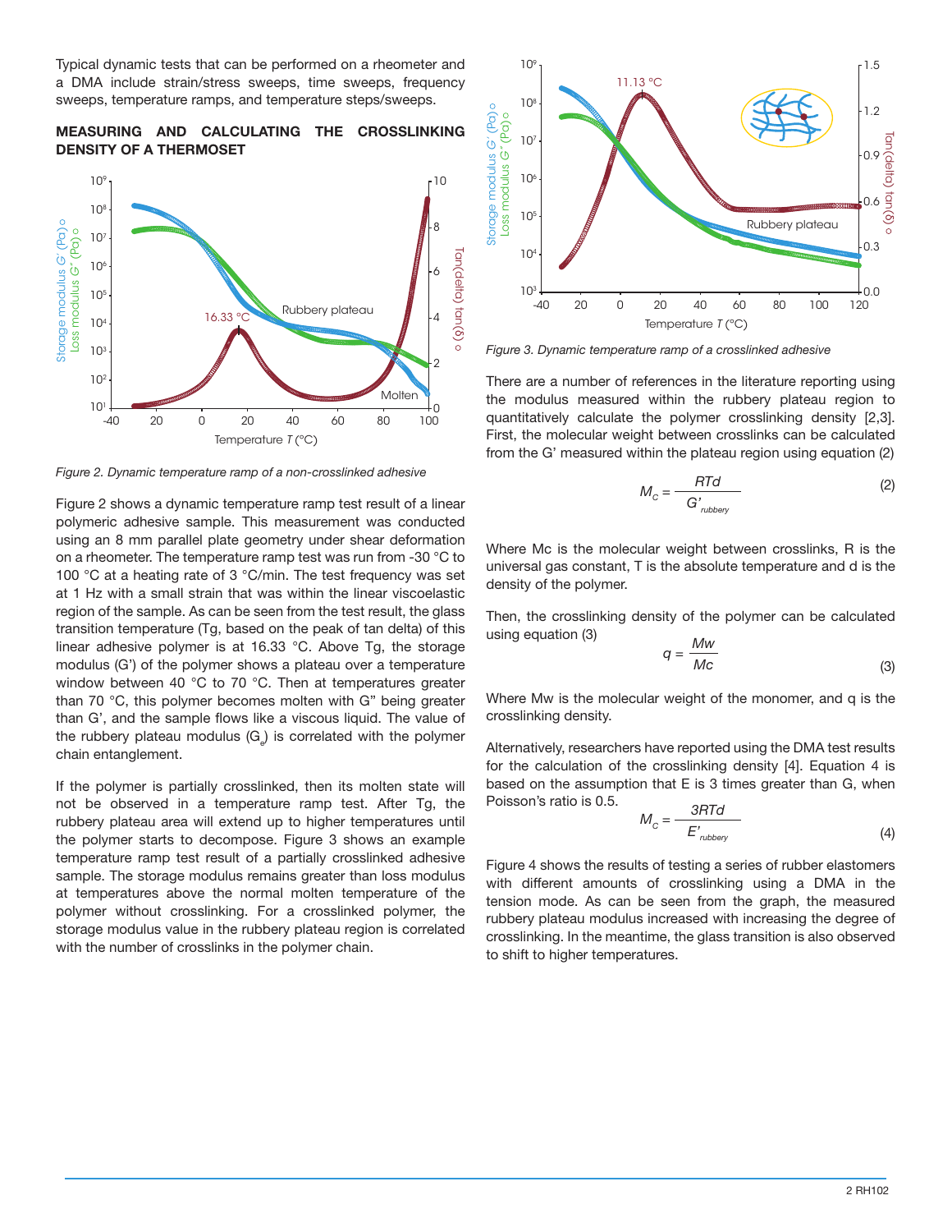Typical dynamic tests that can be performed on a rheometer and a DMA include strain/stress sweeps, time sweeps, frequency sweeps, temperature ramps, and temperature steps/sweeps.

## MEASURING AND CALCULATING THE CROSSLINKING DENSITY OF A THERMOSET

*Figure 2. Dynamic temperature ramp of a non-crosslinked adhesive*

Figure 2 shows a dynamic temperature ramp test result of a linear polymeric adhesive sample. This measurement was conducted using an 8 mm parallel plate geometry under shear deformation on a rheometer. The temperature ramp test was run from -30 °C to 100 °C at a heating rate of 3 °C/min. The test frequency was set at 1 Hz with a small strain that was within the linear viscoelastic region of the sample. As can be seen from the test result, the glass transition temperature (Tg, based on the peak of tan delta) of this linear adhesive polymer is at 16.33 °C. Above Tg, the storage modulus (G') of the polymer shows a plateau over a temperature window between 40 °C to 70 °C. Then at temperatures greater than 70 °C, this polymer becomes molten with G" being greater than G', and the sample flows like a viscous liquid. The value of the rubbery plateau modulus ($G_e$) is correlated with the polymer chain entanglement.

If the polymer is partially crosslinked, then its molten state will not be observed in a temperature ramp test. After Tg, the rubbery plateau area will extend up to higher temperatures until the polymer starts to decompose. Figure 3 shows an example temperature ramp test result of a partially crosslinked adhesive sample. The storage modulus remains greater than loss modulus at temperatures above the normal molten temperature of the polymer without crosslinking. For a crosslinked polymer, the storage modulus value in the rubbery plateau region is correlated with the number of crosslinks in the polymer chain.

*Figure 3. Dynamic temperature ramp of a crosslinked adhesive*

There are a number of references in the literature reporting using the modulus measured within the rubbery plateau region to quantitatively calculate the polymer crosslinking density [2,3]. First, the molecular weight between crosslinks can be calculated from the G' measured within the plateau region using equation (2)

$$M_c = \frac{RTd}{G'_{rubbery}} \tag{2}$$

Where Mc is the molecular weight between crosslinks, R is the universal gas constant, T is the absolute temperature and d is the density of the polymer.

Then, the crosslinking density of the polymer can be calculated using equation (3)

$$q = \frac{Mw}{Mc} \tag{3}$$

Where Mw is the molecular weight of the monomer, and q is the crosslinking density.

Alternatively, researchers have reported using the DMA test results for the calculation of the crosslinking density [4]. Equation 4 is based on the assumption that E is 3 times greater than G, when Poisson's ratio is 0.5.

$$M_c = \frac{3RTd}{E'_{rubbery}} \tag{4}$$

Figure 4 shows the results of testing a series of rubber elastomers with different amounts of crosslinking using a DMA in the tension mode. As can be seen from the graph, the measured rubbery plateau modulus increased with increasing the degree of crosslinking. In the meantime, the glass transition is also observed to shift to higher temperatures.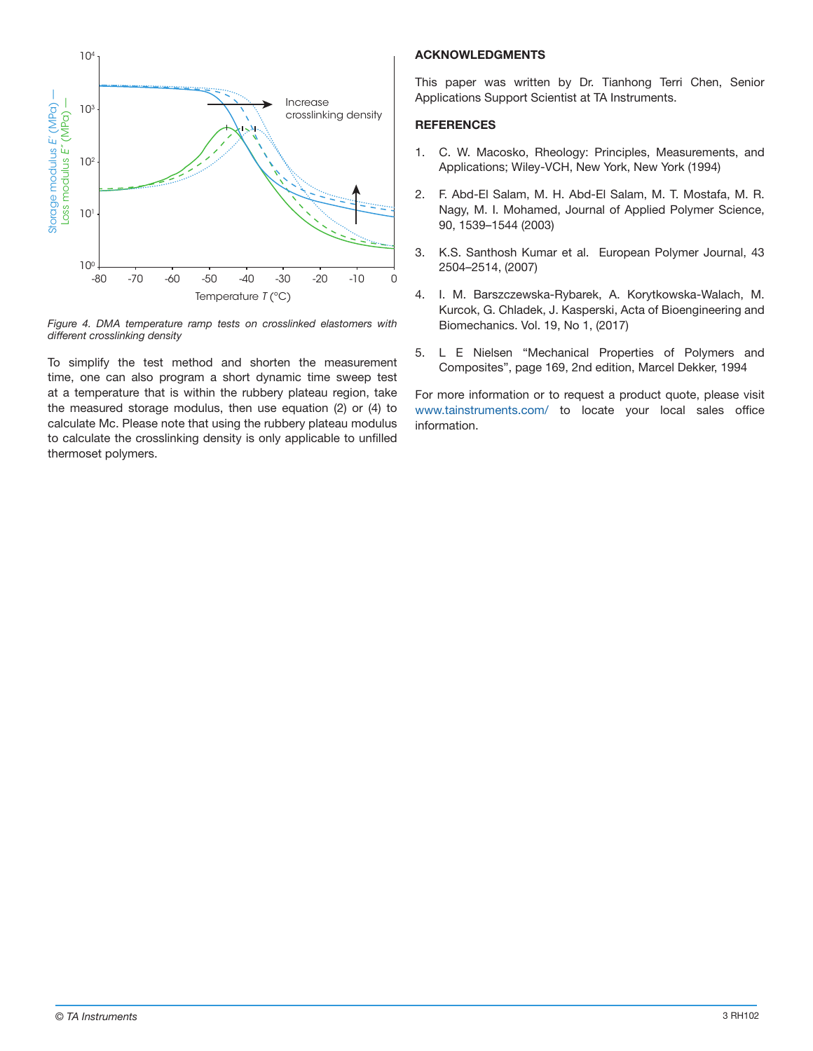$10^4$

$10^3$

$10^2$

$10^1$

$10^0$

-80 -70 -60 -50 -40 -30 -20 -10 0

Temperature $T$ (°C)

Storage modulus $E'$ (MPa) —

Loss modulus $E''$ (MPa) —

Increase crosslinking density

*Figure 4. DMA temperature ramp tests on crosslinked elastomers with different crosslinking density*

To simplify the test method and shorten the measurement time, one can also program a short dynamic time sweep test at a temperature that is within the rubbery plateau region, take the measured storage modulus, then use equation (2) or (4) to calculate Mc. Please note that using the rubbery plateau modulus to calculate the crosslinking density is only applicable to unfilled thermoset polymers.

## ACKNOWLEDGMENTS

This paper was written by Dr. Tianhong Terri Chen, Senior Applications Support Scientist at TA Instruments.

## REFERENCES

1. C. W. Macosko, Rheology: Principles, Measurements, and Applications; Wiley-VCH, New York, New York (1994)
2. F. Abd-El Salam, M. H. Abd-El Salam, M. T. Mostafa, M. R. Nagy, M. I. Mohamed, Journal of Applied Polymer Science, 90, 1539–1544 (2003)
3. K.S. Santhosh Kumar et al. European Polymer Journal, 43 2504–2514, (2007)
4. I. M. Barszczewska-Rybarek, A. Korytkowska-Walach, M. Kurcok, G. Chladek, J. Kasperski, Acta of Bioengineering and Biomechanics. Vol. 19, No 1, (2017)
5. L E Nielsen "Mechanical Properties of Polymers and Composites", page 169, 2nd edition, Marcel Dekker, 1994

For more information or to request a product quote, please visit www.tainstruments.com/ to locate your local sales office information.